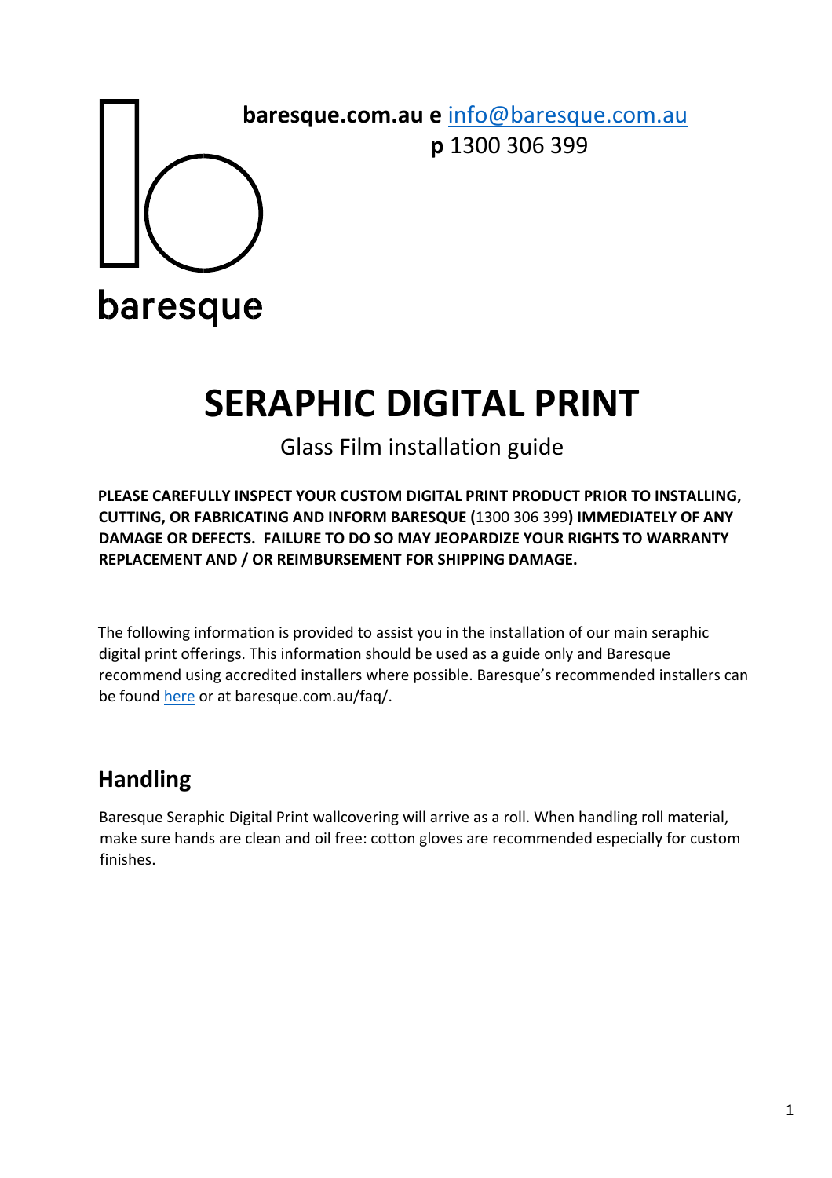**baresque.com.au e** info@baresque.com.au
**p** 1300 306 399

baresque

# SERAPHIC DIGITAL PRINT

Glass Film installation guide

**PLEASE CAREFULLY INSPECT YOUR CUSTOM DIGITAL PRINT PRODUCT PRIOR TO INSTALLING, CUTTING, OR FABRICATING AND INFORM BARESQUE (**1300 306 399**) IMMEDIATELY OF ANY DAMAGE OR DEFECTS. FAILURE TO DO SO MAY JEOPARDIZE YOUR RIGHTS TO WARRANTY REPLACEMENT AND / OR REIMBURSEMENT FOR SHIPPING DAMAGE.**

The following information is provided to assist you in the installation of our main seraphic digital print offerings. This information should be used as a guide only and Baresque recommend using accredited installers where possible. Baresque's recommended installers can be found here or at baresque.com.au/faq/.

## Handling

Baresque Seraphic Digital Print wallcovering will arrive as a roll. When handling roll material, make sure hands are clean and oil free: cotton gloves are recommended especially for custom finishes.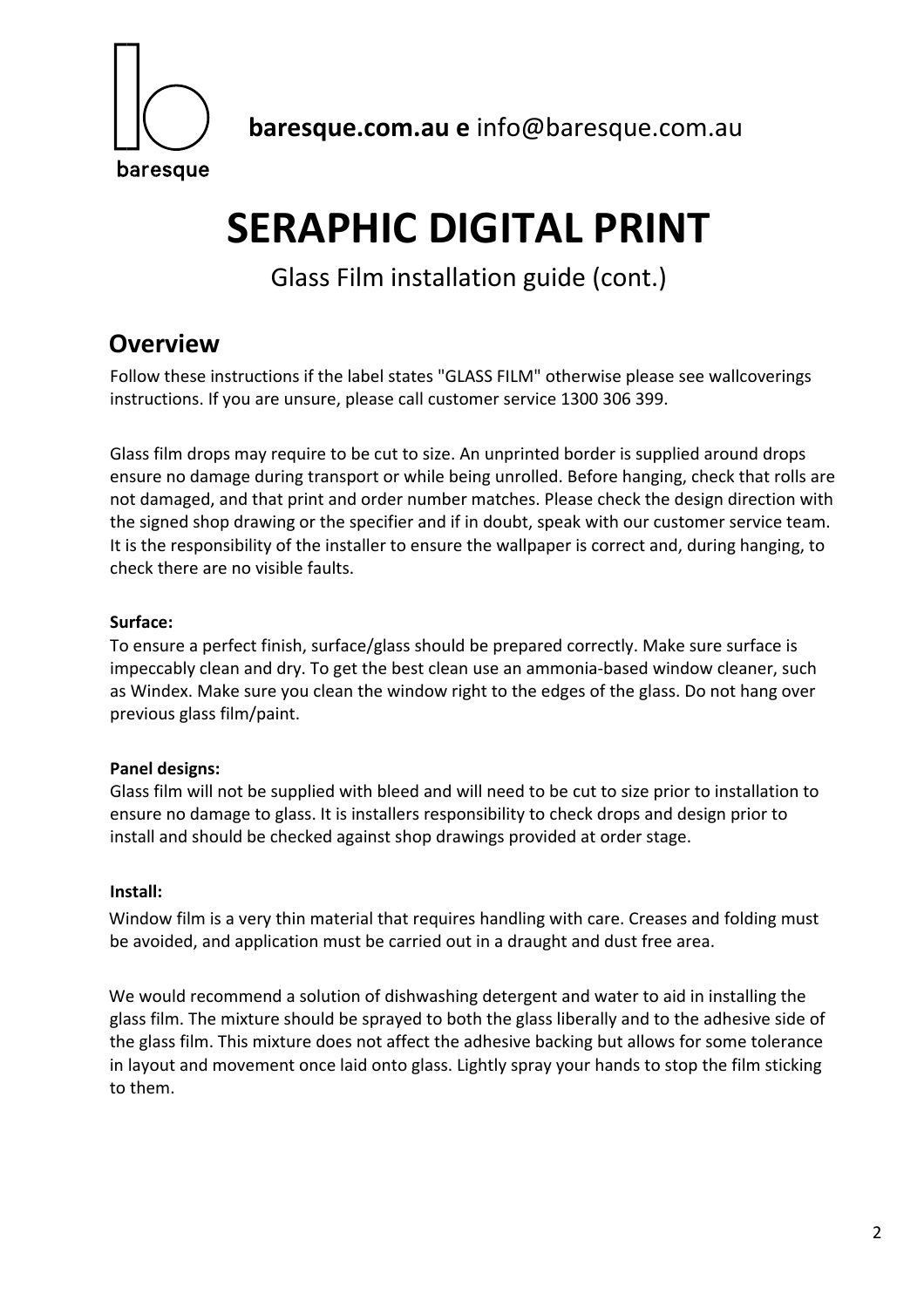baresque

**baresque.com.au e** info@baresque.com.au

# SERAPHIC DIGITAL PRINT

Glass Film installation guide (cont.)

## Overview

Follow these instructions if the label states "GLASS FILM" otherwise please see wallcoverings instructions. If you are unsure, please call customer service 1300 306 399.

Glass film drops may require to be cut to size. An unprinted border is supplied around drops ensure no damage during transport or while being unrolled. Before hanging, check that rolls are not damaged, and that print and order number matches. Please check the design direction with the signed shop drawing or the specifier and if in doubt, speak with our customer service team. It is the responsibility of the installer to ensure the wallpaper is correct and, during hanging, to check there are no visible faults.

**Surface:**

To ensure a perfect finish, surface/glass should be prepared correctly. Make sure surface is impeccably clean and dry. To get the best clean use an ammonia-based window cleaner, such as Windex. Make sure you clean the window right to the edges of the glass. Do not hang over previous glass film/paint.

**Panel designs:**

Glass film will not be supplied with bleed and will need to be cut to size prior to installation to ensure no damage to glass. It is installers responsibility to check drops and design prior to install and should be checked against shop drawings provided at order stage.

**Install:**

Window film is a very thin material that requires handling with care. Creases and folding must be avoided, and application must be carried out in a draught and dust free area.

We would recommend a solution of dishwashing detergent and water to aid in installing the glass film. The mixture should be sprayed to both the glass liberally and to the adhesive side of the glass film. This mixture does not affect the adhesive backing but allows for some tolerance in layout and movement once laid onto glass. Lightly spray your hands to stop the film sticking to them.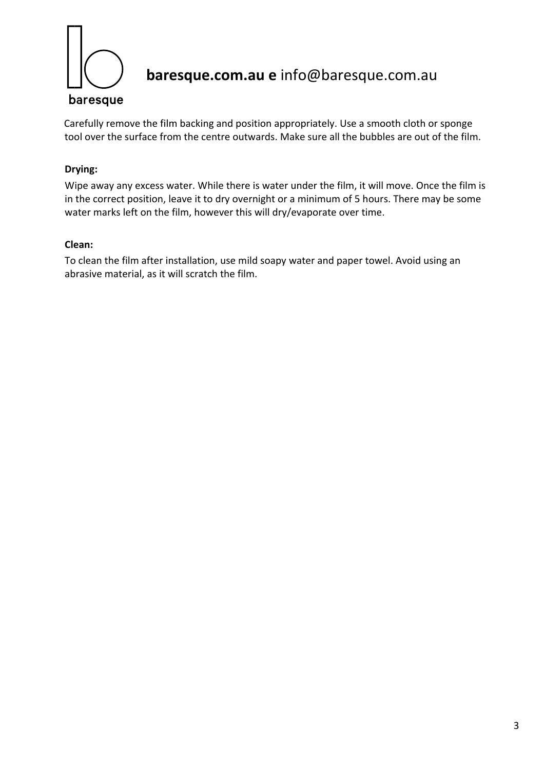**baresque.com.au e** info@baresque.com.au

Carefully remove the film backing and position appropriately. Use a smooth cloth or sponge tool over the surface from the centre outwards. Make sure all the bubbles are out of the film.

**Drying:**

Wipe away any excess water. While there is water under the film, it will move. Once the film is in the correct position, leave it to dry overnight or a minimum of 5 hours. There may be some water marks left on the film, however this will dry/evaporate over time.

**Clean:**

To clean the film after installation, use mild soapy water and paper towel. Avoid using an abrasive material, as it will scratch the film.